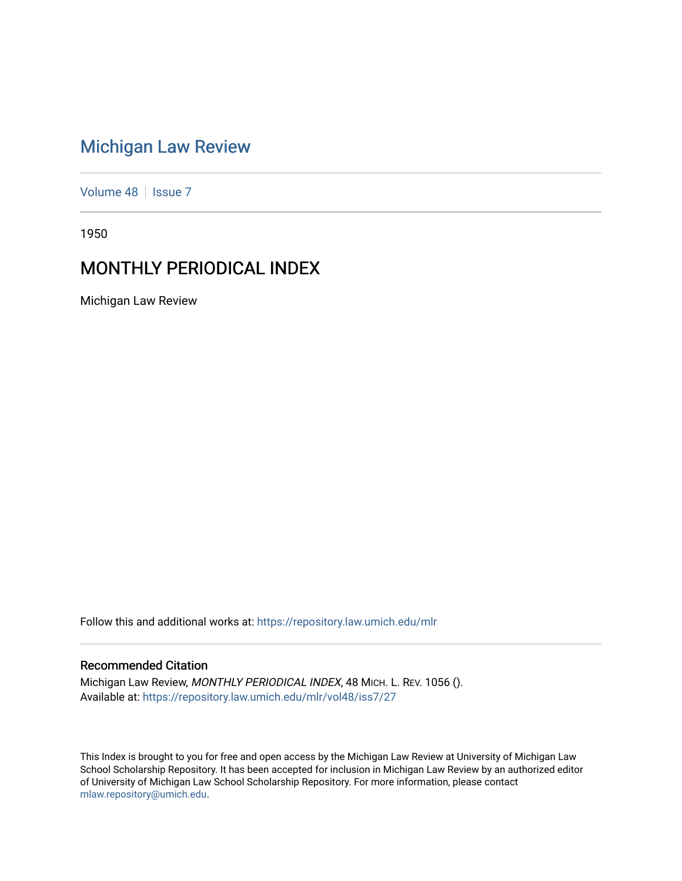# Michigan Law Review

Volume 48 | Issue 7

1950

## MONTHLY PERIODICAL INDEX

Michigan Law Review

Follow this and additional works at: https://repository.law.umich.edu/mlr

### Recommended Citation

Michigan Law Review, *MONTHLY PERIODICAL INDEX*, 48 Mich. L. Rev. 1056 ().
Available at: https://repository.law.umich.edu/mlr/vol48/iss7/27

This Index is brought to you for free and open access by the Michigan Law Review at University of Michigan Law School Scholarship Repository. It has been accepted for inclusion in Michigan Law Review by an authorized editor of University of Michigan Law School Scholarship Repository. For more information, please contact mlaw.repository@umich.edu.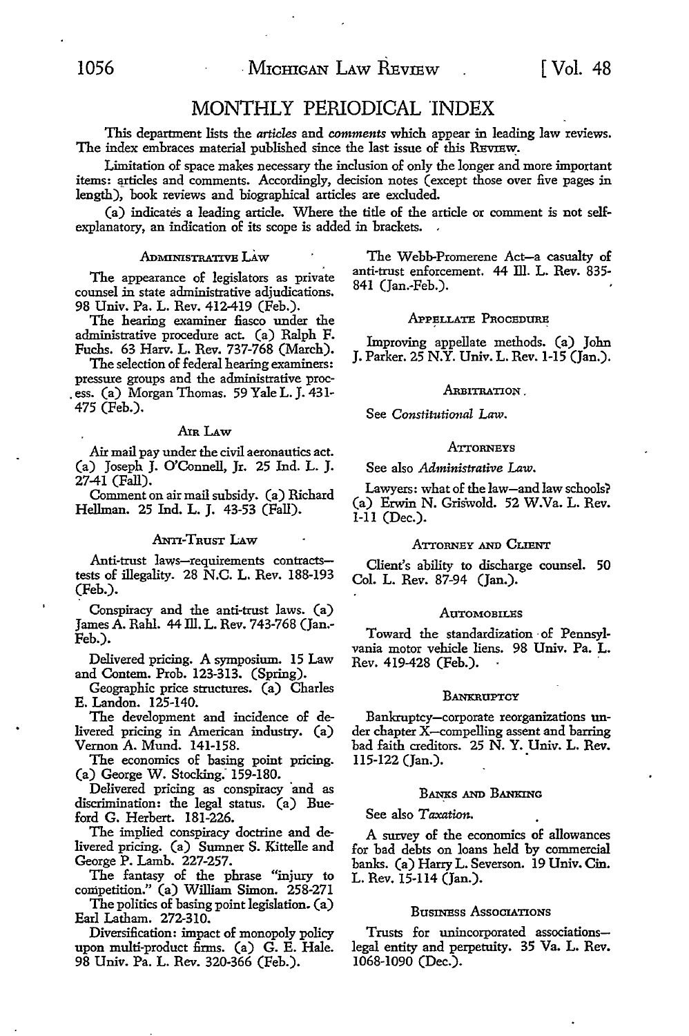# MONTHLY PERIODICAL INDEX

This department lists the *articles* and *comments* which appear in leading law reviews. The index embraces material published since the last issue of this REVIEW.

Limitation of space makes necessary the inclusion of only the longer and more important items: articles and comments. Accordingly, decision notes (except those over five pages in length), book reviews and biographical articles are excluded.

(a) indicates a leading article. Where the title of the article or comment is not self-explanatory, an indication of its scope is added in brackets.

### ADMINISTRATIVE LAW

The appearance of legislators as private counsel in state administrative adjudications. 98 Univ. Pa. L. Rev. 412-419 (Feb.).

The hearing examiner fiasco under the administrative procedure act. (a) Ralph F. Fuchs. 63 Harv. L. Rev. 737-768 (March).

The selection of federal hearing examiners: pressure groups and the administrative process. (a) Morgan Thomas. 59 Yale L. J. 431-475 (Feb.).

### AIR LAW

Air mail pay under the civil aeronautics act. (a) Joseph J. O'Connell, Jr. 25 Ind. L. J. 27-41 (Fall).

Comment on air mail subsidy. (a) Richard Hellman. 25 Ind. L. J. 43-53 (Fall).

### ANTI-TRUST LAW

Anti-trust laws—requirements contracts—tests of illegality. 28 N.C. L. Rev. 188-193 (Feb.).

Conspiracy and the anti-trust laws. (a) James A. Rahl. 44 Ill. L. Rev. 743-768 (Jan.-Feb.).

Delivered pricing. A symposium. 15 Law and Contem. Prob. 123-313. (Spring).

Geographic price structures. (a) Charles E. Landon. 125-140.

The development and incidence of delivered pricing in American industry. (a) Vernon A. Mund. 141-158.

The economics of basing point pricing. (a) George W. Stocking. 159-180.

Delivered pricing as conspiracy and as discrimination: the legal status. (a) Bueford G. Herbert. 181-226.

The implied conspiracy doctrine and delivered pricing. (a) Sumner S. Kittelle and George P. Lamb. 227-257.

The fantasy of the phrase "injury to competition." (a) William Simon. 258-271

The politics of basing point legislation. (a) Earl Latham. 272-310.

Diversification: impact of monopoly policy upon multi-product firms. (a) G. E. Hale. 98 Univ. Pa. L. Rev. 320-366 (Feb.).

The Webb-Promerene Act—a casualty of anti-trust enforcement. 44 Ill. L. Rev. 835-841 (Jan.-Feb.).

### APPELLATE PROCEDURE

Improving appellate methods. (a) John J. Parker. 25 N.Y. Univ. L. Rev. 1-15 (Jan.).

### ARBITRATION

See *Constitutional Law*.

### ATTORNEYS

See also *Administrative Law*.

Lawyers: what of the law—and law schools? (a) Erwin N. Griswold. 52 W.Va. L. Rev. 1-11 (Dec.).

### ATTORNEY AND CLIENT

Client's ability to discharge counsel. 50 Col. L. Rev. 87-94 (Jan.).

### AUTOMOBILES

Toward the standardization of Pennsylvania motor vehicle liens. 98 Univ. Pa. L. Rev. 419-428 (Feb.).

### BANKRUPTCY

Bankruptcy—corporate reorganizations under chapter X—compelling assent and barring bad faith creditors. 25 N. Y. Univ. L. Rev. 115-122 (Jan.).

### BANKS AND BANKING

See also *Taxation*.

A survey of the economics of allowances for bad debts on loans held by commercial banks. (a) Harry L. Severson. 19 Univ. Cin. L. Rev. 15-114 (Jan.).

### BUSINESS ASSOCIATIONS

Trusts for unincorporated associations—legal entity and perpetuity. 35 Va. L. Rev. 1068-1090 (Dec.).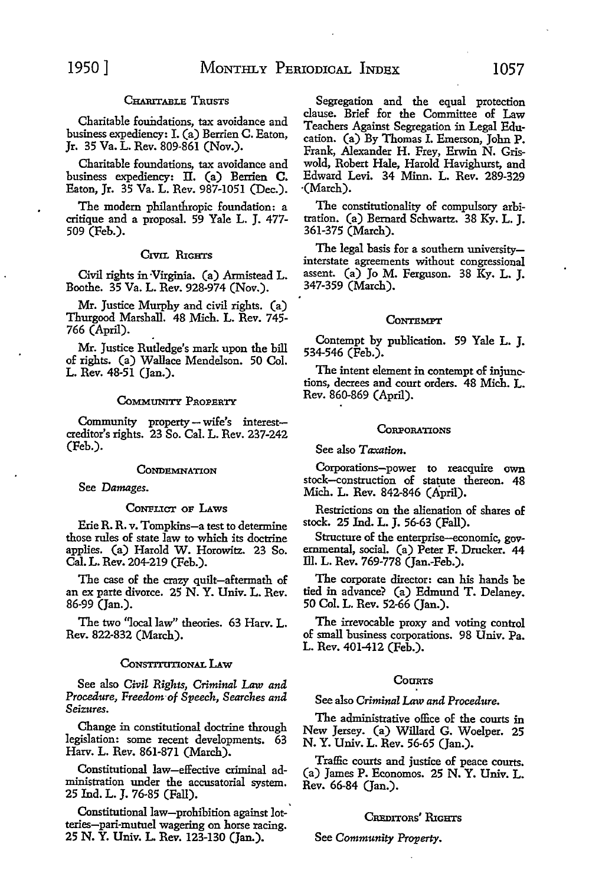### Charitable Trusts

Charitable foundations, tax avoidance and business expediency: I. (a) Berrien C. Eaton, Jr. 35 Va. L. Rev. 809-861 (Nov.).

Charitable foundations, tax avoidance and business expediency: II. (a) Berrien C. Eaton, Jr. 35 Va. L. Rev. 987-1051 (Dec.).

The modern philanthropic foundation: a critique and a proposal. 59 Yale L. J. 477-509 (Feb.).

### Civil Rights

Civil rights in Virginia. (a) Armistead L. Boothe. 35 Va. L. Rev. 928-974 (Nov.).

Mr. Justice Murphy and civil rights. (a) Thurgood Marshall. 48 Mich. L. Rev. 745-766 (April).

Mr. Justice Rutledge's mark upon the bill of rights. (a) Wallace Mendelson. 50 Col. L. Rev. 48-51 (Jan.).

### Community Property

Community property — wife's interest—creditor's rights. 23 So. Cal. L. Rev. 237-242 (Feb.).

### Condemnation

See *Damages*.

### Conflict of Laws

Erie R. R. v. Tompkins—a test to determine those rules of state law to which its doctrine applies. (a) Harold W. Horowitz. 23 So. Cal. L. Rev. 204-219 (Feb.).

The case of the crazy quilt—aftermath of an ex parte divorce. 25 N. Y. Univ. L. Rev. 86-99 (Jan.).

The two "local law" theories. 63 Harv. L. Rev. 822-832 (March).

### Constitutional Law

See also *Civil Rights, Criminal Law and Procedure, Freedom of Speech, Searches and Seizures*.

Change in constitutional doctrine through legislation: some recent developments. 63 Harv. L. Rev. 861-871 (March).

Constitutional law—effective criminal administration under the accusatorial system. 25 Ind. L. J. 76-85 (Fall).

Constitutional law—prohibition against lotteries—pari-mutuel wagering on horse racing. 25 N. Y. Univ. L. Rev. 123-130 (Jan.).

Segregation and the equal protection clause. Brief for the Committee of Law Teachers Against Segregation in Legal Education. (a) By Thomas I. Emerson, John P. Frank, Alexander H. Frey, Erwin N. Griswold, Robert Hale, Harold Havighurst, and Edward Levi. 34 Minn. L. Rev. 289-329 (March).

The constitutionality of compulsory arbitration. (a) Bernard Schwartz. 38 Ky. L. J. 361-375 (March).

The legal basis for a southern university—interstate agreements without congressional assent. (a) Jo M. Ferguson. 38 Ky. L. J. 347-359 (March).

### Contempt

Contempt by publication. 59 Yale L. J. 534-546 (Feb.).

The intent element in contempt of injunctions, decrees and court orders. 48 Mich. L. Rev. 860-869 (April).

### Corporations

See also *Taxation*.

Corporations—power to reacquire own stock—construction of statute thereon. 48 Mich. L. Rev. 842-846 (April).

Restrictions on the alienation of shares of stock. 25 Ind. L. J. 56-63 (Fall).

Structure of the enterprise—economic, governmental, social. (a) Peter F. Drucker. 44 Ill. L. Rev. 769-778 (Jan.-Feb.).

The corporate director: can his hands be tied in advance? (a) Edmund T. Delaney. 50 Col. L. Rev. 52-66 (Jan.).

The irrevocable proxy and voting control of small business corporations. 98 Univ. Pa. L. Rev. 401-412 (Feb.).

### Courts

See also *Criminal Law and Procedure*.

The administrative office of the courts in New Jersey. (a) Willard G. Woelper. 25 N. Y. Univ. L. Rev. 56-65 (Jan.).

Traffic courts and justice of peace courts. (a) James P. Economos. 25 N. Y. Univ. L. Rev. 66-84 (Jan.).

### Creditors' Rights

See *Community Property*.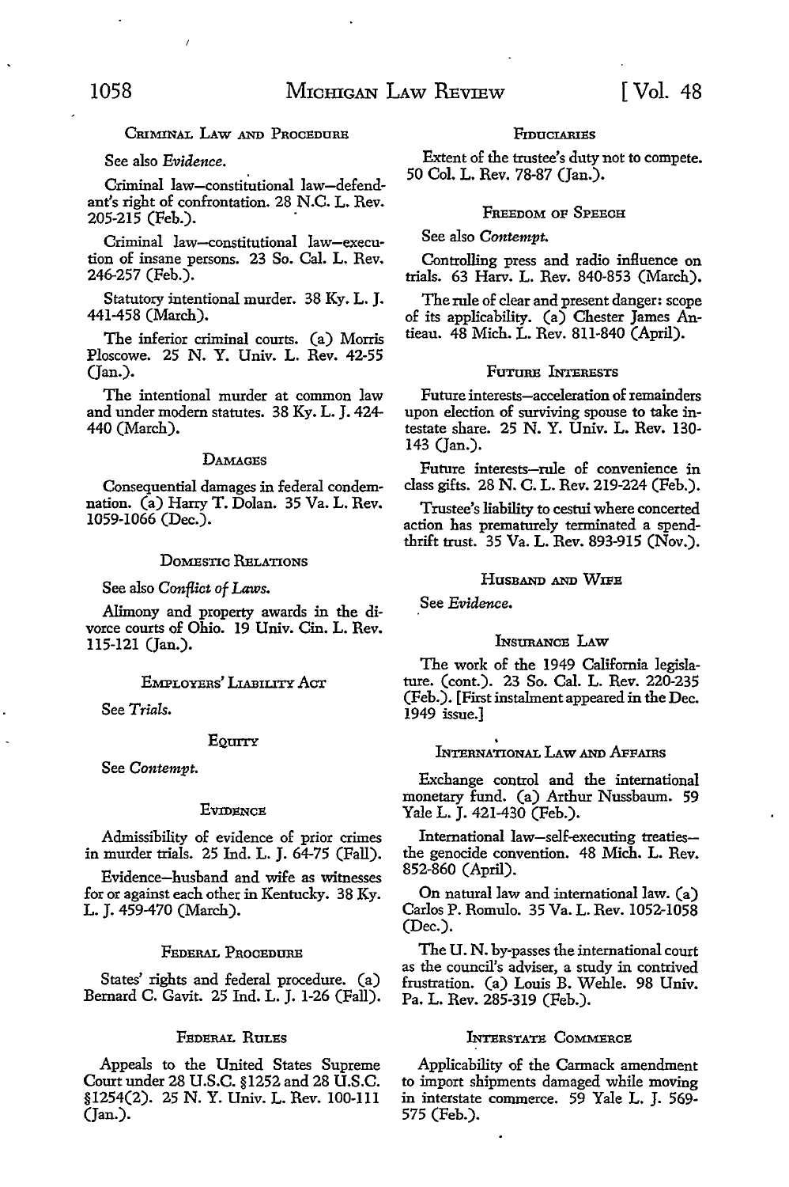### CRIMINAL LAW AND PROCEDURE

See also *Evidence.*

Criminal law—constitutional law—defendant's right of confrontation. 28 N.C. L. Rev. 205-215 (Feb.).

Criminal law—constitutional law—execution of insane persons. 23 So. Cal. L. Rev. 246-257 (Feb.).

Statutory intentional murder. 38 Ky. L. J. 441-458 (March).

The inferior criminal courts. (a) Morris Ploscowe. 25 N. Y. Univ. L. Rev. 42-55 (Jan.).

The intentional murder at common law and under modern statutes. 38 Ky. L. J. 424-440 (March).

### DAMAGES

Consequential damages in federal condemnation. (a) Harry T. Dolan. 35 Va. L. Rev. 1059-1066 (Dec.).

### DOMESTIC RELATIONS

See also *Conflict of Laws.*

Alimony and property awards in the divorce courts of Ohio. 19 Univ. Cin. L. Rev. 115-121 (Jan.).

### EMPLOYERS' LIABILITY ACT

See *Trials.*

### EQUITY

See *Contempt.*

### EVIDENCE

Admissibility of evidence of prior crimes in murder trials. 25 Ind. L. J. 64-75 (Fall).

Evidence—husband and wife as witnesses for or against each other in Kentucky. 38 Ky. L. J. 459-470 (March).

### FEDERAL PROCEDURE

States' rights and federal procedure. (a) Bernard C. Gavit. 25 Ind. L. J. 1-26 (Fall).

### FEDERAL RULES

Appeals to the United States Supreme Court under 28 U.S.C. §1252 and 28 U.S.C. §1254(2). 25 N. Y. Univ. L. Rev. 100-111 (Jan.).

### FIDUCIARIES

Extent of the trustee's duty not to compete. 50 Col. L. Rev. 78-87 (Jan.).

### FREEDOM OF SPEECH

See also *Contempt.*

Controlling press and radio influence on trials. 63 Harv. L. Rev. 840-853 (March).

The rule of clear and present danger: scope of its applicability. (a) Chester James Antieau. 48 Mich. L. Rev. 811-840 (April).

### FUTURE INTERESTS

Future interests—acceleration of remainders upon election of surviving spouse to take intestate share. 25 N. Y. Univ. L. Rev. 130-143 (Jan.).

Future interests—rule of convenience in class gifts. 28 N. C. L. Rev. 219-224 (Feb.).

Trustee's liability to cestui where concerted action has prematurely terminated a spendthrift trust. 35 Va. L. Rev. 893-915 (Nov.).

### HUSBAND AND WIFE

See *Evidence.*

### INSURANCE LAW

The work of the 1949 California legislature. (cont.). 23 So. Cal. L. Rev. 220-235 (Feb.). [First instalment appeared in the Dec. 1949 issue.]

### INTERNATIONAL LAW AND AFFAIRS

Exchange control and the international monetary fund. (a) Arthur Nussbaum. 59 Yale L. J. 421-430 (Feb.).

International law—self-executing treaties—the genocide convention. 48 Mich. L. Rev. 852-860 (April).

On natural law and international law. (a) Carlos P. Romulo. 35 Va. L. Rev. 1052-1058 (Dec.).

The U. N. by-passes the international court as the council's adviser, a study in contrived frustration. (a) Louis B. Wehle. 98 Univ. Pa. L. Rev. 285-319 (Feb.).

### INTERSTATE COMMERCE

Applicability of the Carmack amendment to import shipments damaged while moving in interstate commerce. 59 Yale L. J. 569-575 (Feb.).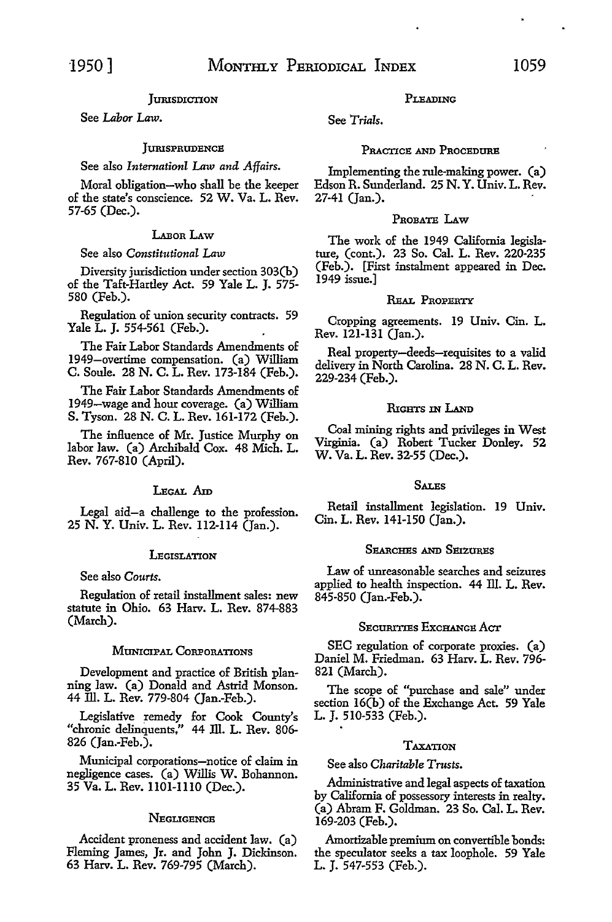### Jurisdiction

See *Labor Law.*

### Jurisprudence

See also *Internationl Law and Affairs.*

Moral obligation—who shall be the keeper of the state's conscience. 52 W. Va. L. Rev. 57-65 (Dec.).

### Labor Law

See also *Constitutional Law*

Diversity jurisdiction under section 303(b) of the Taft-Hartley Act. 59 Yale L. J. 575-580 (Feb.).

Regulation of union security contracts. 59 Yale L. J. 554-561 (Feb.).

The Fair Labor Standards Amendments of 1949—overtime compensation. (a) William C. Soule. 28 N. C. L. Rev. 173-184 (Feb.).

The Fair Labor Standards Amendments of 1949—wage and hour coverage. (a) William S. Tyson. 28 N. C. L. Rev. 161-172 (Feb.).

The influence of Mr. Justice Murphy on labor law. (a) Archibald Cox. 48 Mich. L. Rev. 767-810 (April).

### Legal Aid

Legal aid—a challenge to the profession. 25 N. Y. Univ. L. Rev. 112-114 (Jan.).

### Legislation

See also *Courts.*

Regulation of retail installment sales: new statute in Ohio. 63 Harv. L. Rev. 874-883 (March).

### Municipal Corporations

Development and practice of British planning law. (a) Donald and Astrid Monson. 44 Ill. L. Rev. 779-804 (Jan.-Feb.).

Legislative remedy for Cook County's "chronic delinquents," 44 Ill. L. Rev. 806-826 (Jan.-Feb.).

Municipal corporations—notice of claim in negligence cases. (a) Willis W. Bohannon. 35 Va. L. Rev. 1101-1110 (Dec.).

### Negligence

Accident proneness and accident law. (a) Fleming James, Jr. and John J. Dickinson. 63 Harv. L. Rev. 769-795 (March).

### Pleading

See *Trials.*

### Practice and Procedure

Implementing the rule-making power. (a) Edson R. Sunderland. 25 N. Y. Univ. L. Rev. 27-41 (Jan.).

### Probate Law

The work of the 1949 California legislature, (cont.). 23 So. Cal. L. Rev. 220-235 (Feb.). [First instalment appeared in Dec. 1949 issue.]

### Real Property

Cropping agreements. 19 Univ. Cin. L. Rev. 121-131 (Jan.).

Real property—deeds—requisites to a valid delivery in North Carolina. 28 N. C. L. Rev. 229-234 (Feb.).

### Rights in Land

Coal mining rights and privileges in West Virginia. (a) Robert Tucker Donley. 52 W. Va. L. Rev. 32-55 (Dec.).

### Sales

Retail installment legislation. 19 Univ. Cin. L. Rev. 141-150 (Jan.).

### Searches and Seizures

Law of unreasonable searches and seizures applied to health inspection. 44 Ill. L. Rev. 845-850 (Jan.-Feb.).

### Securities Exchange Act

SEC regulation of corporate proxies. (a) Daniel M. Friedman. 63 Harv. L. Rev. 796-821 (March).

The scope of "purchase and sale" under section 16(b) of the Exchange Act. 59 Yale L. J. 510-533 (Feb.).

### Taxation

See also *Charitable Trusts.*

Administrative and legal aspects of taxation by California of possessory interests in realty. (a) Abram F. Goldman. 23 So. Cal. L. Rev. 169-203 (Feb.).

Amortizable premium on convertible bonds: the speculator seeks a tax loophole. 59 Yale L. J. 547-553 (Feb.).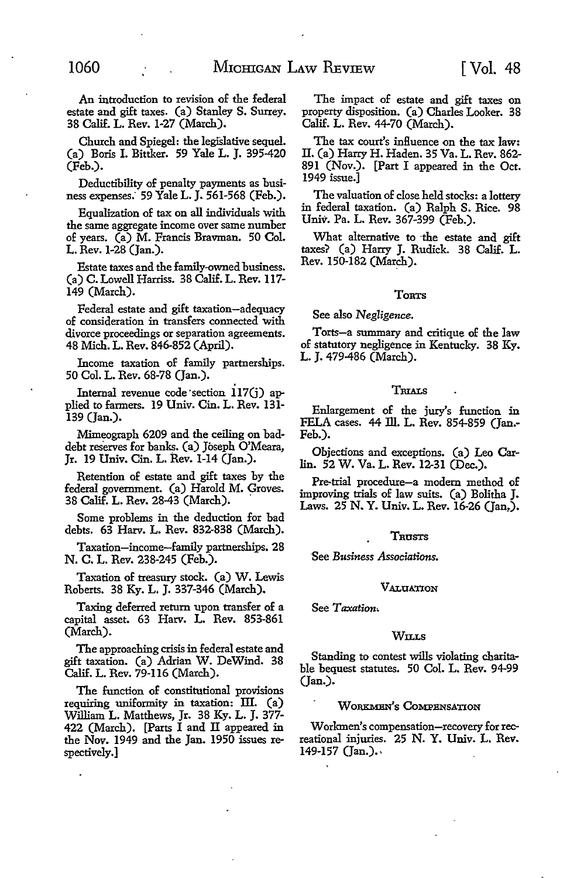An introduction to revision of the federal estate and gift taxes. (a) Stanley S. Surrey. 38 Calif. L. Rev. 1-27 (March).

Church and Spiegel: the legislative sequel. (a) Boris I. Bittker. 59 Yale L. J. 395-420 (Feb.).

Deductibility of penalty payments as business expenses. 59 Yale L. J. 561-568 (Feb.).

Equalization of tax on all individuals with the same aggregate income over same number of years. (a) M. Francis Bravman. 50 Col. L. Rev. 1-28 (Jan.).

Estate taxes and the family-owned business. (a) C. Lowell Harriss. 38 Calif. L. Rev. 117-149 (March).

Federal estate and gift taxation—adequacy of consideration in transfers connected with divorce proceedings or separation agreements. 48 Mich. L. Rev. 846-852 (April).

Income taxation of family partnerships. 50 Col. L. Rev. 68-78 (Jan.).

Internal revenue code section 117(j) applied to farmers. 19 Univ. Cin. L. Rev. 131-139 (Jan.).

Mimeograph 6209 and the ceiling on bad-debt reserves for banks. (a) Joseph O'Meara, Jr. 19 Univ. Cin. L. Rev. 1-14 (Jan.).

Retention of estate and gift taxes by the federal government. (a) Harold M. Groves. 38 Calif. L. Rev. 28-43 (March).

Some problems in the deduction for bad debts. 63 Harv. L. Rev. 832-838 (March).

Taxation—income—family partnerships. 28 N. C. L. Rev. 238-245 (Feb.).

Taxation of treasury stock. (a) W. Lewis Roberts. 38 Ky. L. J. 337-346 (March).

Taxing deferred return upon transfer of a capital asset. 63 Harv. L. Rev. 853-861 (March).

The approaching crisis in federal estate and gift taxation. (a) Adrian W. DeWind. 38 Calif. L. Rev. 79-116 (March).

The function of constitutional provisions requiring uniformity in taxation: III. (a) William L. Matthews, Jr. 38 Ky. L. J. 377-422 (March). [Parts I and II appeared in the Nov. 1949 and the Jan. 1950 issues respectively.]

The impact of estate and gift taxes on property disposition. (a) Charles Looker. 38 Calif. L. Rev. 44-70 (March).

The tax court's influence on the tax law: II. (a) Harry H. Haden. 35 Va. L. Rev. 862-891 (Nov.). [Part I appeared in the Oct. 1949 issue.]

The valuation of close held stocks: a lottery in federal taxation. (a) Ralph S. Rice. 98 Univ. Pa. L. Rev. 367-399 (Feb.).

What alternative to the estate and gift taxes? (a) Harry J. Rudick. 38 Calif. L. Rev. 150-182 (March).

### Torts

See also *Negligence.*

Torts—a summary and critique of the law of statutory negligence in Kentucky. 38 Ky. L. J. 479-486 (March).

### Trials

Enlargement of the jury's function in FELA cases. 44 Ill. L. Rev. 854-859 (Jan.-Feb.).

Objections and exceptions. (a) Leo Carlin. 52 W. Va. L. Rev. 12-31 (Dec.).

Pre-trial procedure—a modern method of improving trials of law suits. (a) Bolitha J. Laws. 25 N. Y. Univ. L. Rev. 16-26 (Jan.).

### Trusts

See *Business Associations.*

### Valuation

See *Taxation.*

### Wills

Standing to contest wills violating charitable bequest statutes. 50 Col. L. Rev. 94-99 (Jan.).

### Workmen's Compensation

Workmen's compensation—recovery for recreational injuries. 25 N. Y. Univ. L. Rev. 149-157 (Jan.).